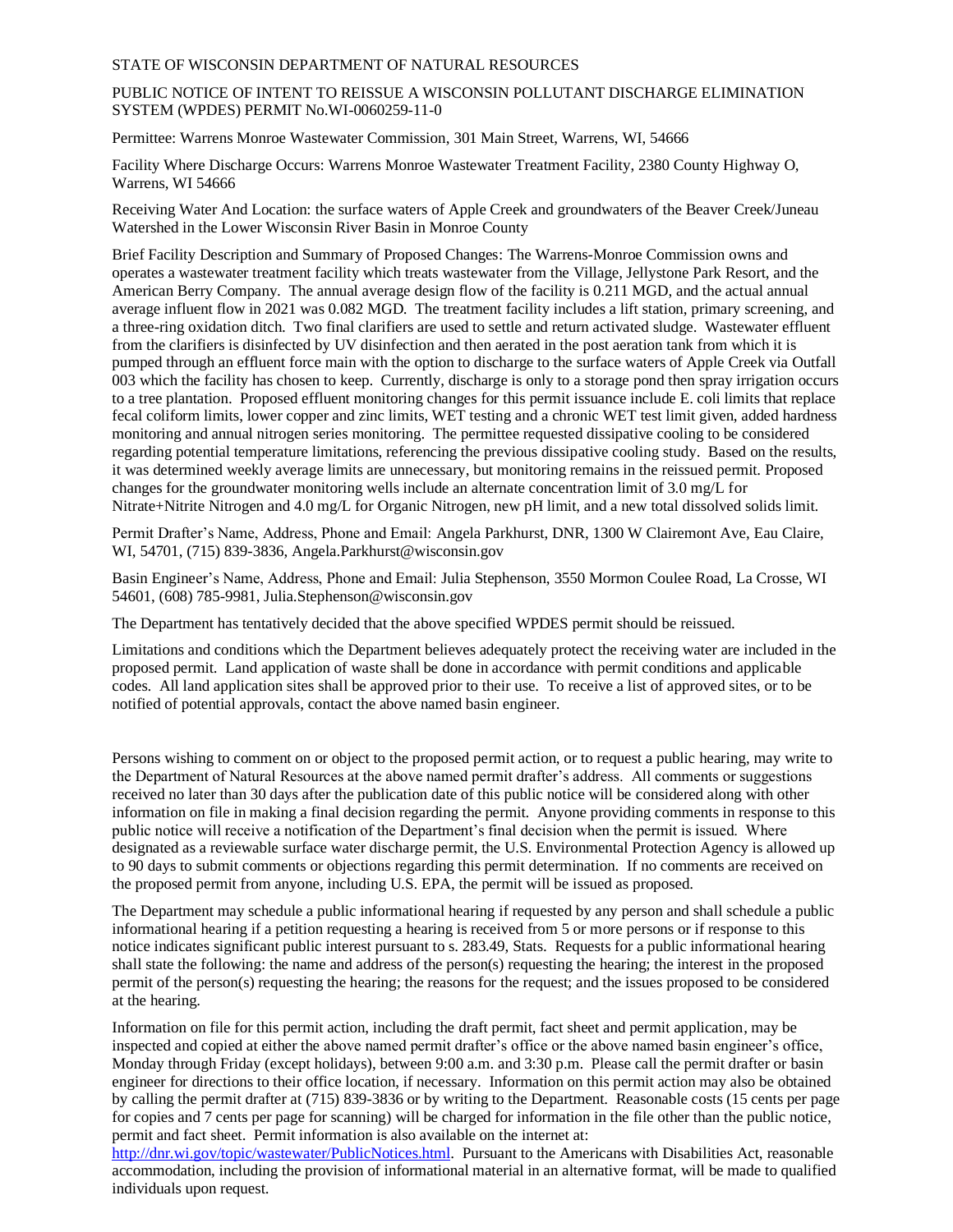STATE OF WISCONSIN DEPARTMENT OF NATURAL RESOURCES

PUBLIC NOTICE OF INTENT TO REISSUE A WISCONSIN POLLUTANT DISCHARGE ELIMINATION SYSTEM (WPDES) PERMIT No.WI-0060259-11-0

Permittee: Warrens Monroe Wastewater Commission, 301 Main Street, Warrens, WI, 54666

Facility Where Discharge Occurs: Warrens Monroe Wastewater Treatment Facility, 2380 County Highway O, Warrens, WI 54666

Receiving Water And Location: the surface waters of Apple Creek and groundwaters of the Beaver Creek/Juneau Watershed in the Lower Wisconsin River Basin in Monroe County

Brief Facility Description and Summary of Proposed Changes: The Warrens-Monroe Commission owns and operates a wastewater treatment facility which treats wastewater from the Village, Jellystone Park Resort, and the American Berry Company. The annual average design flow of the facility is 0.211 MGD, and the actual annual average influent flow in 2021 was 0.082 MGD. The treatment facility includes a lift station, primary screening, and a three-ring oxidation ditch. Two final clarifiers are used to settle and return activated sludge. Wastewater effluent from the clarifiers is disinfected by UV disinfection and then aerated in the post aeration tank from which it is pumped through an effluent force main with the option to discharge to the surface waters of Apple Creek via Outfall 003 which the facility has chosen to keep. Currently, discharge is only to a storage pond then spray irrigation occurs to a tree plantation. Proposed effluent monitoring changes for this permit issuance include E. coli limits that replace fecal coliform limits, lower copper and zinc limits, WET testing and a chronic WET test limit given, added hardness monitoring and annual nitrogen series monitoring. The permittee requested dissipative cooling to be considered regarding potential temperature limitations, referencing the previous dissipative cooling study. Based on the results, it was determined weekly average limits are unnecessary, but monitoring remains in the reissued permit. Proposed changes for the groundwater monitoring wells include an alternate concentration limit of 3.0 mg/L for Nitrate+Nitrite Nitrogen and 4.0 mg/L for Organic Nitrogen, new pH limit, and a new total dissolved solids limit.

Permit Drafter's Name, Address, Phone and Email: Angela Parkhurst, DNR, 1300 W Clairemont Ave, Eau Claire, WI, 54701, (715) 839-3836, Angela.Parkhurst@wisconsin.gov

Basin Engineer's Name, Address, Phone and Email: Julia Stephenson, 3550 Mormon Coulee Road, La Crosse, WI 54601, (608) 785-9981, Julia.Stephenson@wisconsin.gov

The Department has tentatively decided that the above specified WPDES permit should be reissued.

Limitations and conditions which the Department believes adequately protect the receiving water are included in the proposed permit. Land application of waste shall be done in accordance with permit conditions and applicable codes. All land application sites shall be approved prior to their use. To receive a list of approved sites, or to be notified of potential approvals, contact the above named basin engineer.

Persons wishing to comment on or object to the proposed permit action, or to request a public hearing, may write to the Department of Natural Resources at the above named permit drafter's address. All comments or suggestions received no later than 30 days after the publication date of this public notice will be considered along with other information on file in making a final decision regarding the permit. Anyone providing comments in response to this public notice will receive a notification of the Department's final decision when the permit is issued. Where designated as a reviewable surface water discharge permit, the U.S. Environmental Protection Agency is allowed up to 90 days to submit comments or objections regarding this permit determination. If no comments are received on the proposed permit from anyone, including U.S. EPA, the permit will be issued as proposed.

The Department may schedule a public informational hearing if requested by any person and shall schedule a public informational hearing if a petition requesting a hearing is received from 5 or more persons or if response to this notice indicates significant public interest pursuant to s. 283.49, Stats. Requests for a public informational hearing shall state the following: the name and address of the person(s) requesting the hearing; the interest in the proposed permit of the person(s) requesting the hearing; the reasons for the request; and the issues proposed to be considered at the hearing.

Information on file for this permit action, including the draft permit, fact sheet and permit application, may be inspected and copied at either the above named permit drafter's office or the above named basin engineer's office, Monday through Friday (except holidays), between 9:00 a.m. and 3:30 p.m. Please call the permit drafter or basin engineer for directions to their office location, if necessary. Information on this permit action may also be obtained by calling the permit drafter at (715) 839-3836 or by writing to the Department. Reasonable costs (15 cents per page for copies and 7 cents per page for scanning) will be charged for information in the file other than the public notice, permit and fact sheet. Permit information is also available on the internet at: http://dnr.wi.gov/topic/wastewater/PublicNotices.html. Pursuant to the Americans with Disabilities Act, reasonable accommodation, including the provision of informational material in an alternative format, will be made to qualified individuals upon request.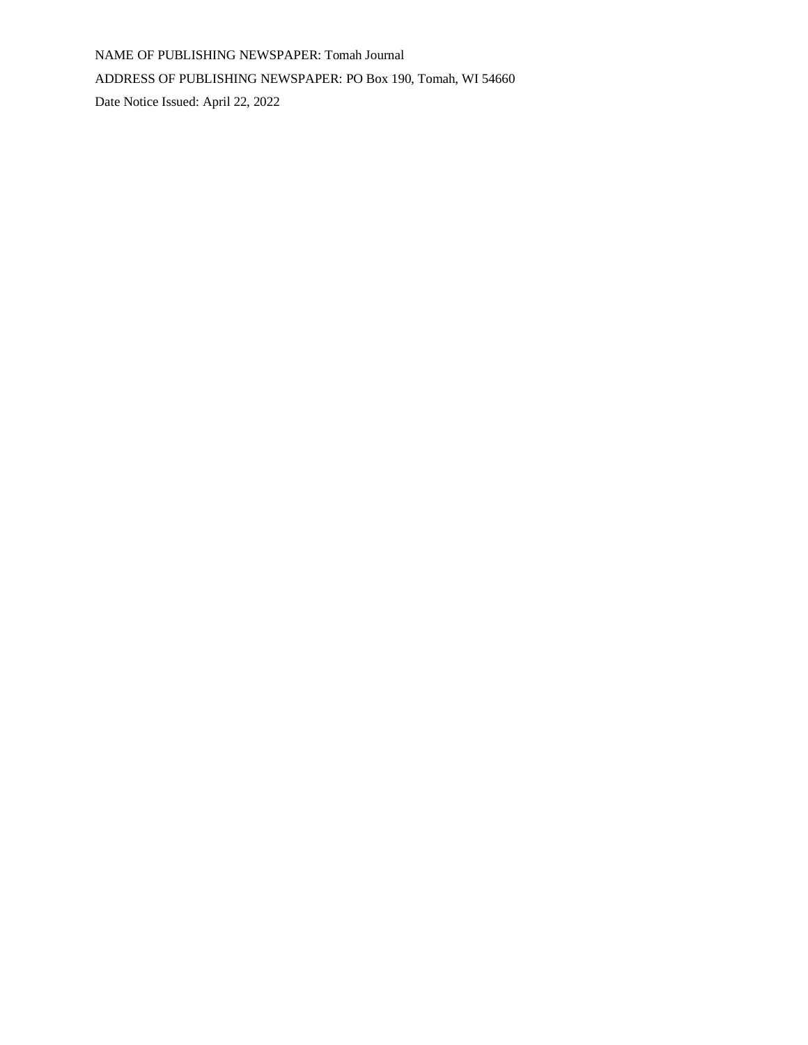NAME OF PUBLISHING NEWSPAPER: Tomah Journal

ADDRESS OF PUBLISHING NEWSPAPER: PO Box 190, Tomah, WI 54660

Date Notice Issued: April 22, 2022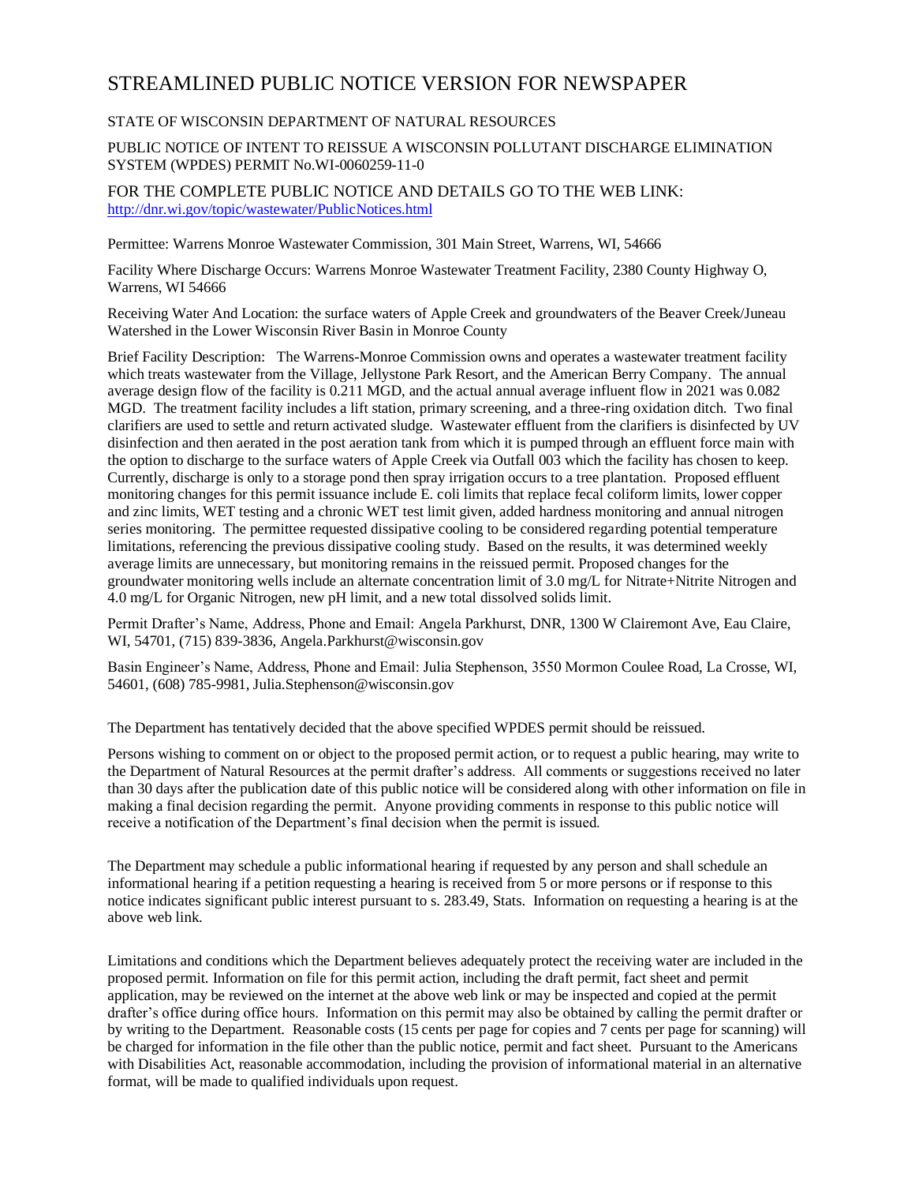# STREAMLINED PUBLIC NOTICE VERSION FOR NEWSPAPER

STATE OF WISCONSIN DEPARTMENT OF NATURAL RESOURCES

PUBLIC NOTICE OF INTENT TO REISSUE A WISCONSIN POLLUTANT DISCHARGE ELIMINATION SYSTEM (WPDES) PERMIT No.WI-0060259-11-0

FOR THE COMPLETE PUBLIC NOTICE AND DETAILS GO TO THE WEB LINK: http://dnr.wi.gov/topic/wastewater/PublicNotices.html

Permittee: Warrens Monroe Wastewater Commission, 301 Main Street, Warrens, WI, 54666

Facility Where Discharge Occurs: Warrens Monroe Wastewater Treatment Facility, 2380 County Highway O, Warrens, WI 54666

Receiving Water And Location: the surface waters of Apple Creek and groundwaters of the Beaver Creek/Juneau Watershed in the Lower Wisconsin River Basin in Monroe County

Brief Facility Description: The Warrens-Monroe Commission owns and operates a wastewater treatment facility which treats wastewater from the Village, Jellystone Park Resort, and the American Berry Company. The annual average design flow of the facility is 0.211 MGD, and the actual annual average influent flow in 2021 was 0.082 MGD. The treatment facility includes a lift station, primary screening, and a three-ring oxidation ditch. Two final clarifiers are used to settle and return activated sludge. Wastewater effluent from the clarifiers is disinfected by UV disinfection and then aerated in the post aeration tank from which it is pumped through an effluent force main with the option to discharge to the surface waters of Apple Creek via Outfall 003 which the facility has chosen to keep. Currently, discharge is only to a storage pond then spray irrigation occurs to a tree plantation. Proposed effluent monitoring changes for this permit issuance include E. coli limits that replace fecal coliform limits, lower copper and zinc limits, WET testing and a chronic WET test limit given, added hardness monitoring and annual nitrogen series monitoring. The permittee requested dissipative cooling to be considered regarding potential temperature limitations, referencing the previous dissipative cooling study. Based on the results, it was determined weekly average limits are unnecessary, but monitoring remains in the reissued permit. Proposed changes for the groundwater monitoring wells include an alternate concentration limit of 3.0 mg/L for Nitrate+Nitrite Nitrogen and 4.0 mg/L for Organic Nitrogen, new pH limit, and a new total dissolved solids limit.

Permit Drafter's Name, Address, Phone and Email: Angela Parkhurst, DNR, 1300 W Clairemont Ave, Eau Claire, WI, 54701, (715) 839-3836, Angela.Parkhurst@wisconsin.gov

Basin Engineer's Name, Address, Phone and Email: Julia Stephenson, 3550 Mormon Coulee Road, La Crosse, WI, 54601, (608) 785-9981, Julia.Stephenson@wisconsin.gov

The Department has tentatively decided that the above specified WPDES permit should be reissued.

Persons wishing to comment on or object to the proposed permit action, or to request a public hearing, may write to the Department of Natural Resources at the permit drafter's address. All comments or suggestions received no later than 30 days after the publication date of this public notice will be considered along with other information on file in making a final decision regarding the permit. Anyone providing comments in response to this public notice will receive a notification of the Department's final decision when the permit is issued.

The Department may schedule a public informational hearing if requested by any person and shall schedule an informational hearing if a petition requesting a hearing is received from 5 or more persons or if response to this notice indicates significant public interest pursuant to s. 283.49, Stats. Information on requesting a hearing is at the above web link.

Limitations and conditions which the Department believes adequately protect the receiving water are included in the proposed permit. Information on file for this permit action, including the draft permit, fact sheet and permit application, may be reviewed on the internet at the above web link or may be inspected and copied at the permit drafter's office during office hours. Information on this permit may also be obtained by calling the permit drafter or by writing to the Department. Reasonable costs (15 cents per page for copies and 7 cents per page for scanning) will be charged for information in the file other than the public notice, permit and fact sheet. Pursuant to the Americans with Disabilities Act, reasonable accommodation, including the provision of informational material in an alternative format, will be made to qualified individuals upon request.